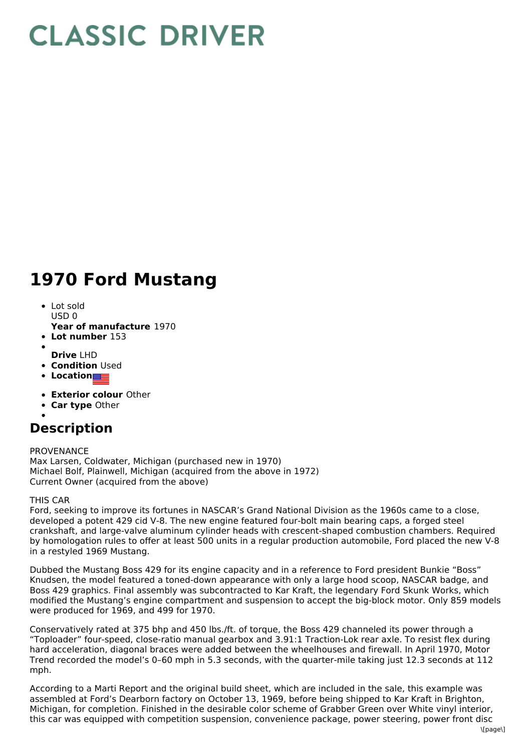# CLASSIC DRIVER

# 1970 Ford Mustang

- Lot sold
  USD 0
  **Year of manufacture** 1970
- **Lot number** 153
- 
  **Drive** LHD
- **Condition** Used
- **Location**
- **Exterior colour** Other
- **Car type** Other
- 

## Description

PROVENANCE
Max Larsen, Coldwater, Michigan (purchased new in 1970)
Michael Bolf, Plainwell, Michigan (acquired from the above in 1972)
Current Owner (acquired from the above)

THIS CAR
Ford, seeking to improve its fortunes in NASCAR's Grand National Division as the 1960s came to a close, developed a potent 429 cid V-8. The new engine featured four-bolt main bearing caps, a forged steel crankshaft, and large-valve aluminum cylinder heads with crescent-shaped combustion chambers. Required by homologation rules to offer at least 500 units in a regular production automobile, Ford placed the new V-8 in a restyled 1969 Mustang.

Dubbed the Mustang Boss 429 for its engine capacity and in a reference to Ford president Bunkie "Boss" Knudsen, the model featured a toned-down appearance with only a large hood scoop, NASCAR badge, and Boss 429 graphics. Final assembly was subcontracted to Kar Kraft, the legendary Ford Skunk Works, which modified the Mustang's engine compartment and suspension to accept the big-block motor. Only 859 models were produced for 1969, and 499 for 1970.

Conservatively rated at 375 bhp and 450 lbs./ft. of torque, the Boss 429 channeled its power through a "Toploader" four-speed, close-ratio manual gearbox and 3.91:1 Traction-Lok rear axle. To resist flex during hard acceleration, diagonal braces were added between the wheelhouses and firewall. In April 1970, Motor Trend recorded the model's 0–60 mph in 5.3 seconds, with the quarter-mile taking just 12.3 seconds at 112 mph.

According to a Marti Report and the original build sheet, which are included in the sale, this example was assembled at Ford's Dearborn factory on October 13, 1969, before being shipped to Kar Kraft in Brighton, Michigan, for completion. Finished in the desirable color scheme of Grabber Green over White vinyl interior, this car was equipped with competition suspension, convenience package, power steering, power front disc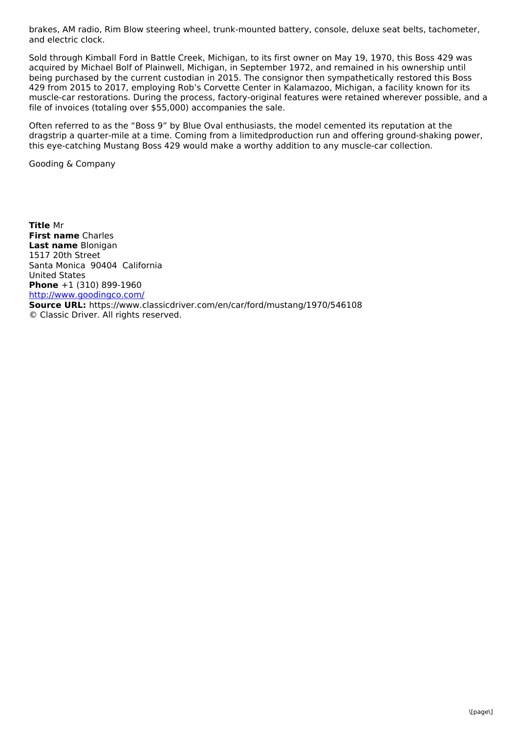brakes, AM radio, Rim Blow steering wheel, trunk-mounted battery, console, deluxe seat belts, tachometer, and electric clock.

Sold through Kimball Ford in Battle Creek, Michigan, to its first owner on May 19, 1970, this Boss 429 was acquired by Michael Bolf of Plainwell, Michigan, in September 1972, and remained in his ownership until being purchased by the current custodian in 2015. The consignor then sympathetically restored this Boss 429 from 2015 to 2017, employing Rob's Corvette Center in Kalamazoo, Michigan, a facility known for its muscle-car restorations. During the process, factory-original features were retained wherever possible, and a file of invoices (totaling over $55,000) accompanies the sale.

Often referred to as the "Boss 9" by Blue Oval enthusiasts, the model cemented its reputation at the dragstrip a quarter-mile at a time. Coming from a limitedproduction run and offering ground-shaking power, this eye-catching Mustang Boss 429 would make a worthy addition to any muscle-car collection.

Gooding & Company

**Title** Mr
**First name** Charles
**Last name** Blonigan
1517 20th Street
Santa Monica 90404 California
United States
**Phone** +1 (310) 899-1960
http://www.goodingco.com/
**Source URL:** https://www.classicdriver.com/en/car/ford/mustang/1970/546108
© Classic Driver. All rights reserved.